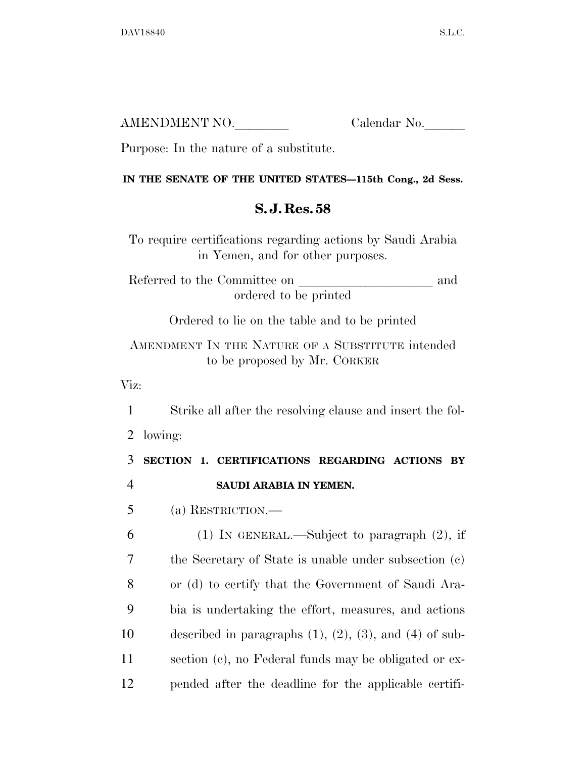AMENDMENT NO.________ Calendar No.______

Purpose: In the nature of a substitute.

**IN THE SENATE OF THE UNITED STATES—115th Cong., 2d Sess.**

## S. J. Res. 58

To require certifications regarding actions by Saudi Arabia in Yemen, and for other purposes.

Referred to the Committee on ____________________ and ordered to be printed

Ordered to lie on the table and to be printed

AMENDMENT IN THE NATURE OF A SUBSTITUTE intended to be proposed by Mr. CORKER

Viz:

Strike all after the resolving clause and insert the following:

**SECTION 1. CERTIFICATIONS REGARDING ACTIONS BY SAUDI ARABIA IN YEMEN.**

(a) RESTRICTION.—

(1) IN GENERAL.—Subject to paragraph (2), if the Secretary of State is unable under subsection (c) or (d) to certify that the Government of Saudi Arabia is undertaking the effort, measures, and actions described in paragraphs (1), (2), (3), and (4) of subsection (c), no Federal funds may be obligated or expended after the deadline for the applicable certifi-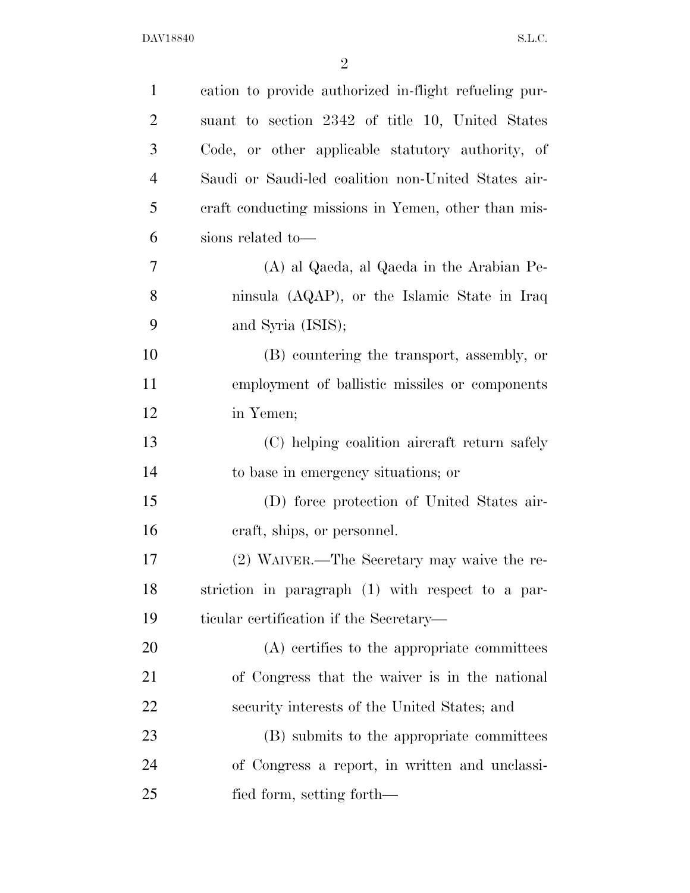cation to provide authorized in-flight refueling pursuant to section 2342 of title 10, United States Code, or other applicable statutory authority, of Saudi or Saudi-led coalition non-United States aircraft conducting missions in Yemen, other than missions related to—

(A) al Qaeda, al Qaeda in the Arabian Peninsula (AQAP), or the Islamic State in Iraq and Syria (ISIS);

(B) countering the transport, assembly, or employment of ballistic missiles or components in Yemen;

(C) helping coalition aircraft return safely to base in emergency situations; or

(D) force protection of United States aircraft, ships, or personnel.

(2) WAIVER.—The Secretary may waive the restriction in paragraph (1) with respect to a particular certification if the Secretary—

(A) certifies to the appropriate committees of Congress that the waiver is in the national security interests of the United States; and

(B) submits to the appropriate committees of Congress a report, in written and unclassified form, setting forth—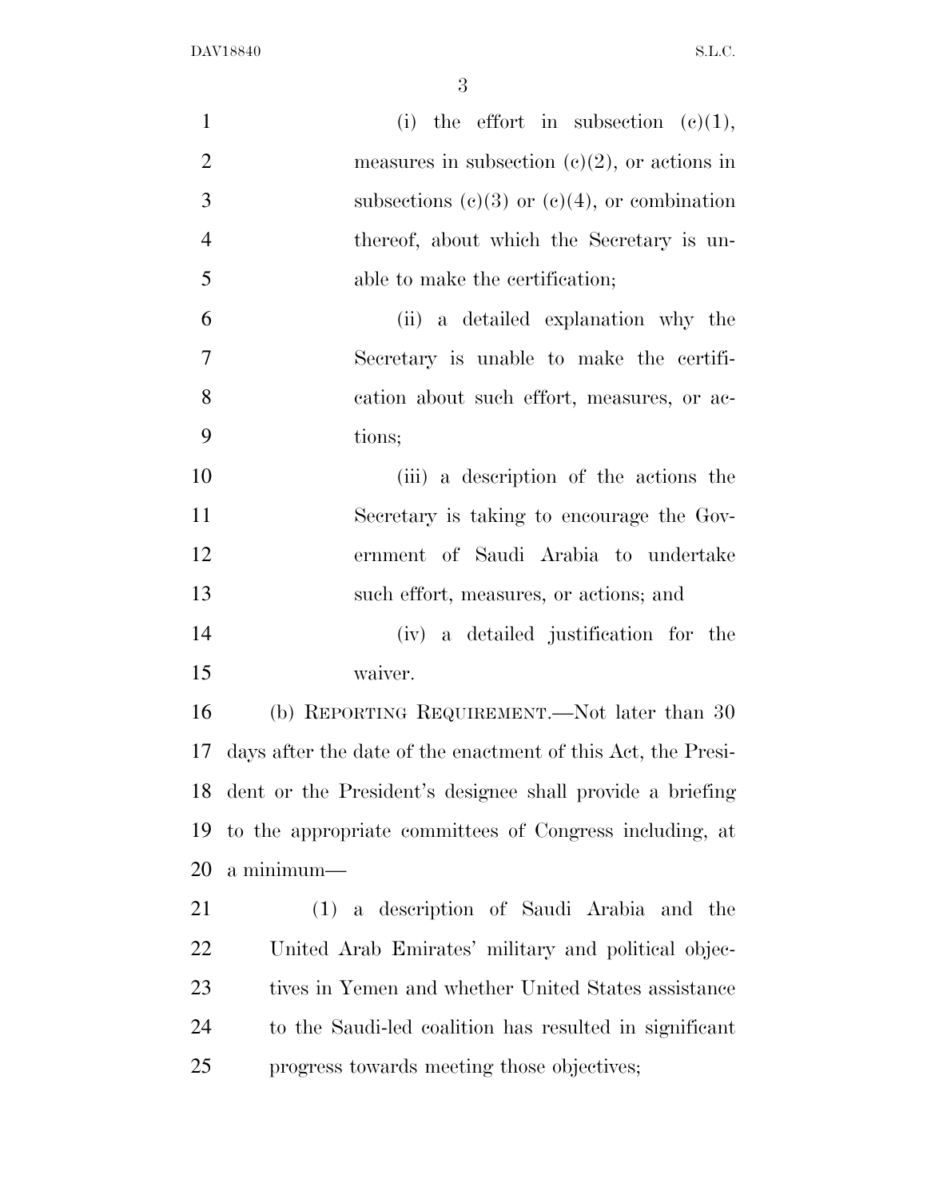(i) the effort in subsection (c)(1), measures in subsection (c)(2), or actions in subsections (c)(3) or (c)(4), or combination thereof, about which the Secretary is unable to make the certification;

(ii) a detailed explanation why the Secretary is unable to make the certification about such effort, measures, or actions;

(iii) a description of the actions the Secretary is taking to encourage the Government of Saudi Arabia to undertake such effort, measures, or actions; and

(iv) a detailed justification for the waiver.

(b) REPORTING REQUIREMENT.—Not later than 30 days after the date of the enactment of this Act, the President or the President's designee shall provide a briefing to the appropriate committees of Congress including, at a minimum—

(1) a description of Saudi Arabia and the United Arab Emirates' military and political objectives in Yemen and whether United States assistance to the Saudi-led coalition has resulted in significant progress towards meeting those objectives;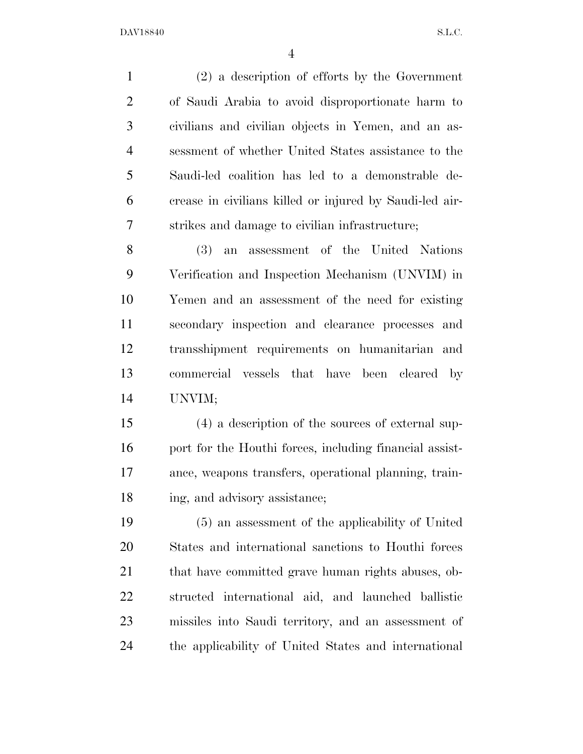(2) a description of efforts by the Government of Saudi Arabia to avoid disproportionate harm to civilians and civilian objects in Yemen, and an assessment of whether United States assistance to the Saudi-led coalition has led to a demonstrable decrease in civilians killed or injured by Saudi-led airstrikes and damage to civilian infrastructure;

(3) an assessment of the United Nations Verification and Inspection Mechanism (UNVIM) in Yemen and an assessment of the need for existing secondary inspection and clearance processes and transshipment requirements on humanitarian and commercial vessels that have been cleared by UNVIM;

(4) a description of the sources of external support for the Houthi forces, including financial assistance, weapons transfers, operational planning, training, and advisory assistance;

(5) an assessment of the applicability of United States and international sanctions to Houthi forces that have committed grave human rights abuses, obstructed international aid, and launched ballistic missiles into Saudi territory, and an assessment of the applicability of United States and international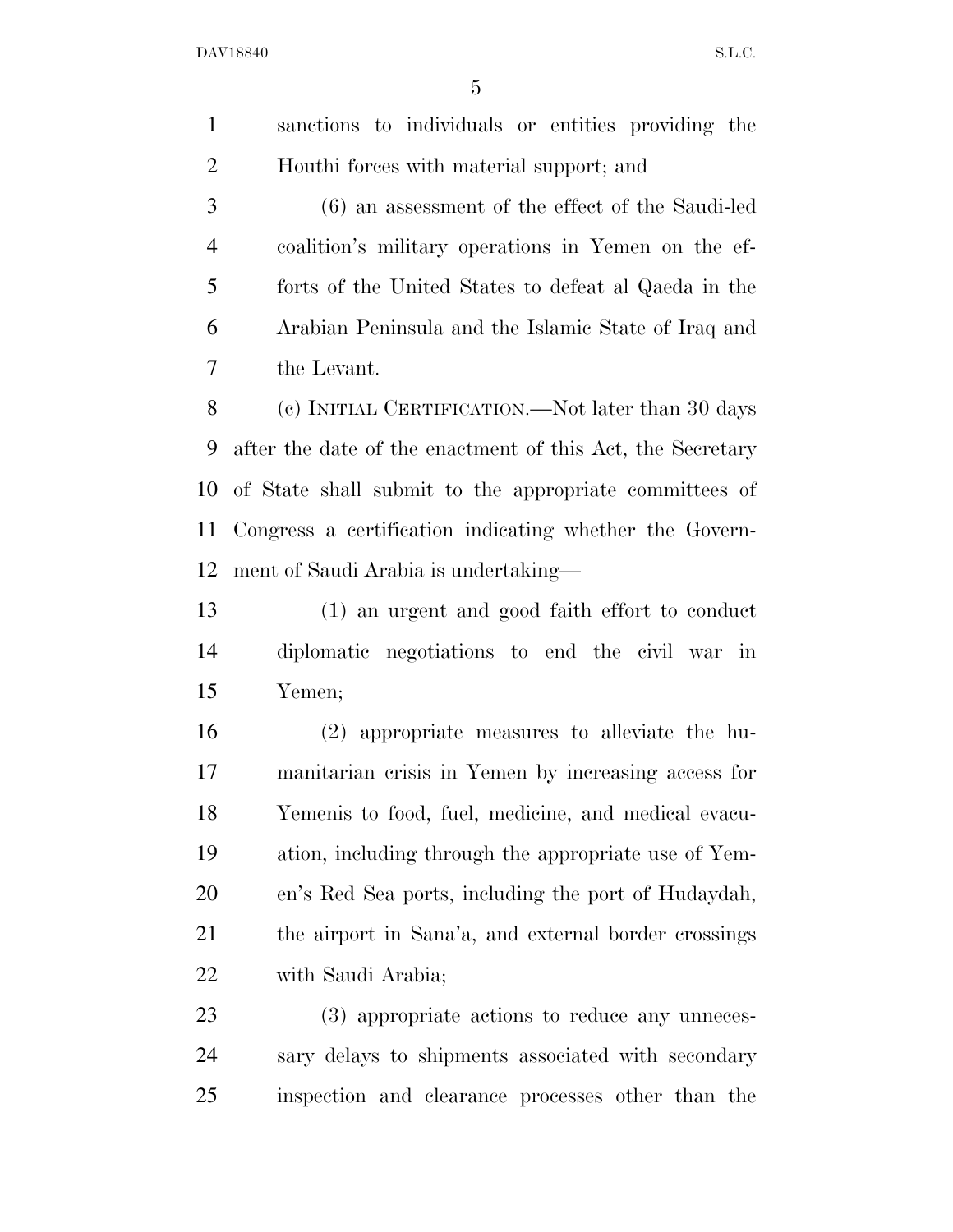sanctions to individuals or entities providing the Houthi forces with material support; and

(6) an assessment of the effect of the Saudi-led coalition's military operations in Yemen on the efforts of the United States to defeat al Qaeda in the Arabian Peninsula and the Islamic State of Iraq and the Levant.

(c) INITIAL CERTIFICATION.—Not later than 30 days after the date of the enactment of this Act, the Secretary of State shall submit to the appropriate committees of Congress a certification indicating whether the Government of Saudi Arabia is undertaking—

(1) an urgent and good faith effort to conduct diplomatic negotiations to end the civil war in Yemen;

(2) appropriate measures to alleviate the humanitarian crisis in Yemen by increasing access for Yemenis to food, fuel, medicine, and medical evacuation, including through the appropriate use of Yemen's Red Sea ports, including the port of Hudaydah, the airport in Sana'a, and external border crossings with Saudi Arabia;

(3) appropriate actions to reduce any unnecessary delays to shipments associated with secondary inspection and clearance processes other than the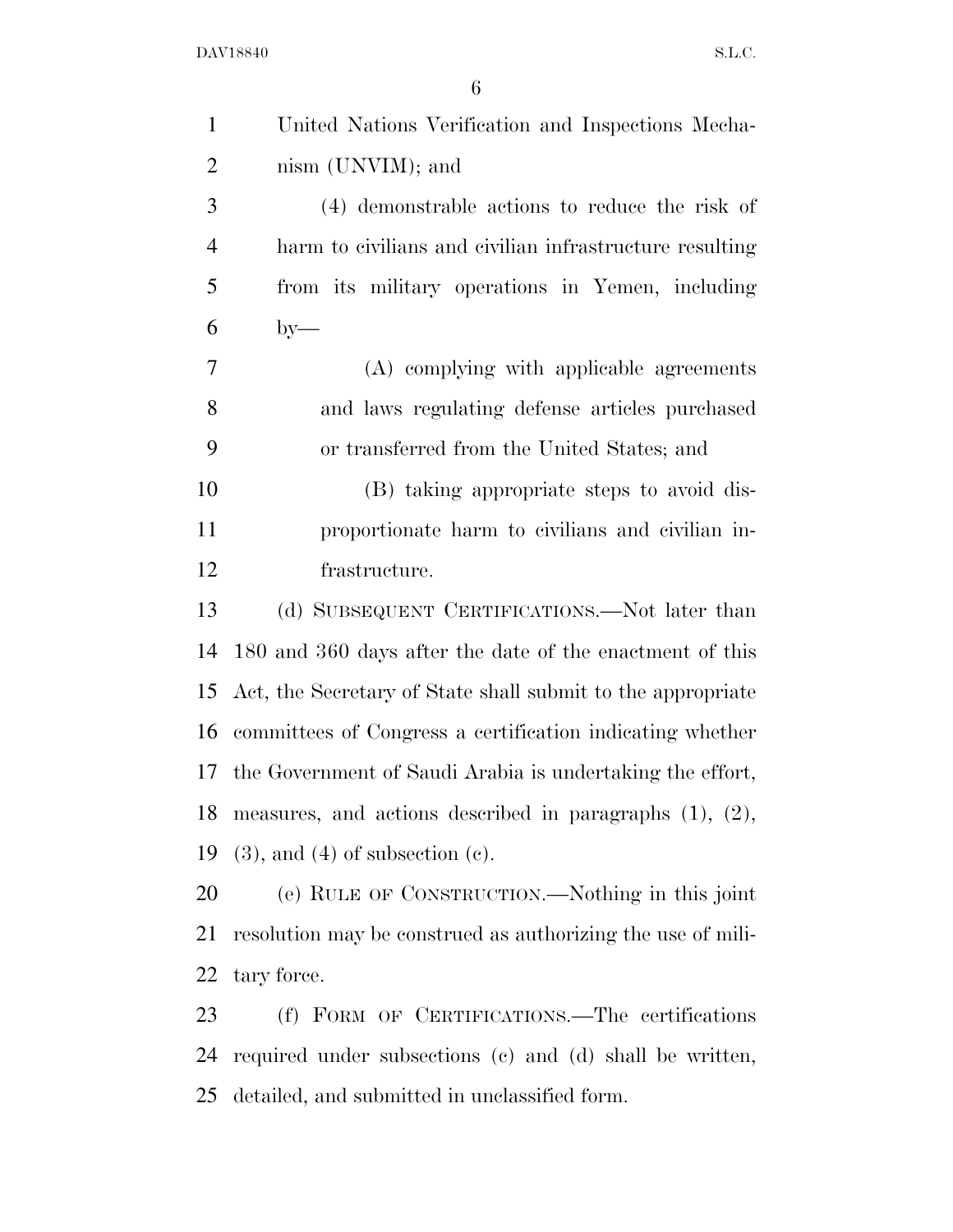United Nations Verification and Inspections Mechanism (UNVIM); and

(4) demonstrable actions to reduce the risk of harm to civilians and civilian infrastructure resulting from its military operations in Yemen, including by—

(A) complying with applicable agreements and laws regulating defense articles purchased or transferred from the United States; and

(B) taking appropriate steps to avoid disproportionate harm to civilians and civilian infrastructure.

(d) SUBSEQUENT CERTIFICATIONS.—Not later than 180 and 360 days after the date of the enactment of this Act, the Secretary of State shall submit to the appropriate committees of Congress a certification indicating whether the Government of Saudi Arabia is undertaking the effort, measures, and actions described in paragraphs (1), (2), (3), and (4) of subsection (c).

(e) RULE OF CONSTRUCTION.—Nothing in this joint resolution may be construed as authorizing the use of military force.

(f) FORM OF CERTIFICATIONS.—The certifications required under subsections (c) and (d) shall be written, detailed, and submitted in unclassified form.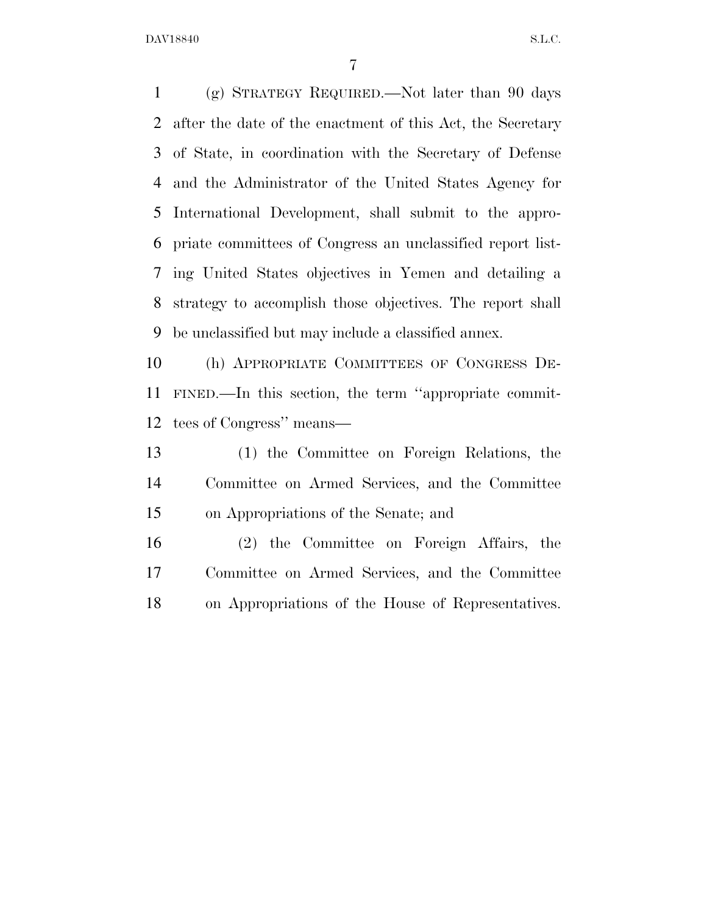(g) STRATEGY REQUIRED.—Not later than 90 days after the date of the enactment of this Act, the Secretary of State, in coordination with the Secretary of Defense and the Administrator of the United States Agency for International Development, shall submit to the appropriate committees of Congress an unclassified report listing United States objectives in Yemen and detailing a strategy to accomplish those objectives. The report shall be unclassified but may include a classified annex.

(h) APPROPRIATE COMMITTEES OF CONGRESS DEFINED.—In this section, the term ''appropriate committees of Congress'' means—

(1) the Committee on Foreign Relations, the Committee on Armed Services, and the Committee on Appropriations of the Senate; and

(2) the Committee on Foreign Affairs, the Committee on Armed Services, and the Committee on Appropriations of the House of Representatives.